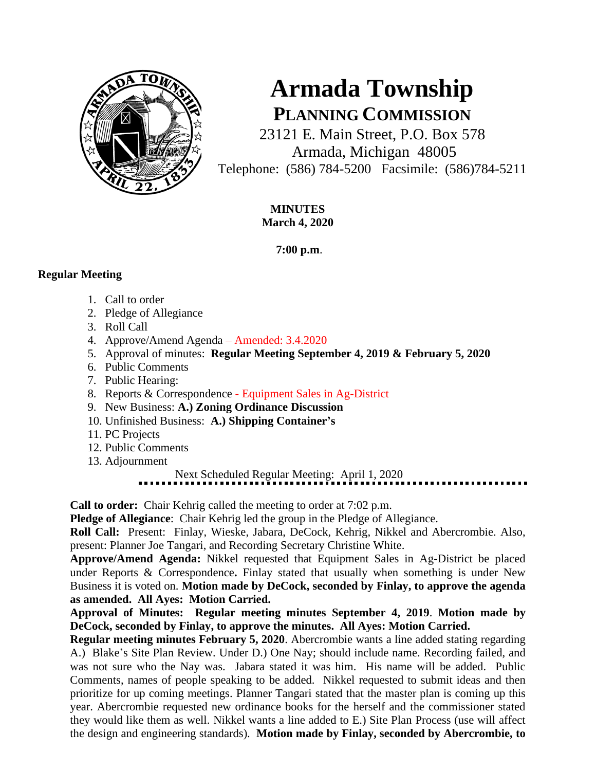# Armada Township

## PLANNING COMMISSION

23121 E. Main Street, P.O. Box 578
Armada, Michigan 48005
Telephone: (586) 784-5200 Facsimile: (586)784-5211

**MINUTES**
**March 4, 2020**

**7:00 p.m**.

**Regular Meeting**

1. Call to order
2. Pledge of Allegiance
3. Roll Call
4. Approve/Amend Agenda – Amended: 3.4.2020
5. Approval of minutes: **Regular Meeting September 4, 2019 & February 5, 2020**
6. Public Comments
7. Public Hearing:
8. Reports & Correspondence - Equipment Sales in Ag-District
9. New Business: **A.) Zoning Ordinance Discussion**
10. Unfinished Business: **A.) Shipping Container's**
11. PC Projects
12. Public Comments
13. Adjournment

Next Scheduled Regular Meeting: April 1, 2020

---

**Call to order:** Chair Kehrig called the meeting to order at 7:02 p.m.

**Pledge of Allegiance**: Chair Kehrig led the group in the Pledge of Allegiance.

**Roll Call:** Present: Finlay, Wieske, Jabara, DeCock, Kehrig, Nikkel and Abercrombie. Also, present: Planner Joe Tangari, and Recording Secretary Christine White.

**Approve/Amend Agenda:** Nikkel requested that Equipment Sales in Ag-District be placed under Reports & Correspondence**.** Finlay stated that usually when something is under New Business it is voted on. **Motion made by DeCock, seconded by Finlay, to approve the agenda as amended. All Ayes: Motion Carried.**

**Approval of Minutes: Regular meeting minutes September 4, 2019**. **Motion made by DeCock, seconded by Finlay, to approve the minutes. All Ayes: Motion Carried.**

**Regular meeting minutes February 5, 2020**. Abercrombie wants a line added stating regarding A.) Blake's Site Plan Review. Under D.) One Nay; should include name. Recording failed, and was not sure who the Nay was. Jabara stated it was him. His name will be added. Public Comments, names of people speaking to be added. Nikkel requested to submit ideas and then prioritize for up coming meetings. Planner Tangari stated that the master plan is coming up this year. Abercrombie requested new ordinance books for the herself and the commissioner stated they would like them as well. Nikkel wants a line added to E.) Site Plan Process (use will affect the design and engineering standards). **Motion made by Finlay, seconded by Abercrombie, to**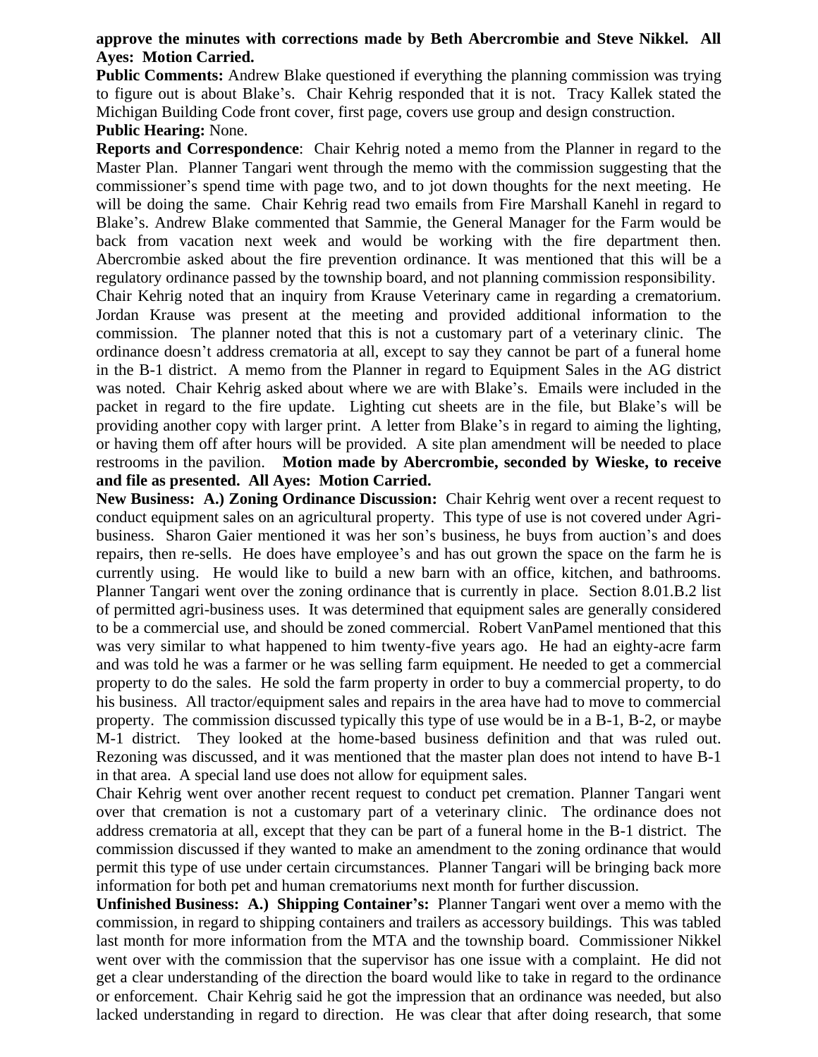**approve the minutes with corrections made by Beth Abercrombie and Steve Nikkel. All Ayes: Motion Carried.**

**Public Comments:** Andrew Blake questioned if everything the planning commission was trying to figure out is about Blake's. Chair Kehrig responded that it is not. Tracy Kallek stated the Michigan Building Code front cover, first page, covers use group and design construction.

**Public Hearing:** None.

**Reports and Correspondence**: Chair Kehrig noted a memo from the Planner in regard to the Master Plan. Planner Tangari went through the memo with the commission suggesting that the commissioner's spend time with page two, and to jot down thoughts for the next meeting. He will be doing the same. Chair Kehrig read two emails from Fire Marshall Kanehl in regard to Blake's. Andrew Blake commented that Sammie, the General Manager for the Farm would be back from vacation next week and would be working with the fire department then. Abercrombie asked about the fire prevention ordinance. It was mentioned that this will be a regulatory ordinance passed by the township board, and not planning commission responsibility.

Chair Kehrig noted that an inquiry from Krause Veterinary came in regarding a crematorium. Jordan Krause was present at the meeting and provided additional information to the commission. The planner noted that this is not a customary part of a veterinary clinic. The ordinance doesn't address crematoria at all, except to say they cannot be part of a funeral home in the B-1 district. A memo from the Planner in regard to Equipment Sales in the AG district was noted. Chair Kehrig asked about where we are with Blake's. Emails were included in the packet in regard to the fire update. Lighting cut sheets are in the file, but Blake's will be providing another copy with larger print. A letter from Blake's in regard to aiming the lighting, or having them off after hours will be provided. A site plan amendment will be needed to place restrooms in the pavilion. **Motion made by Abercrombie, seconded by Wieske, to receive and file as presented. All Ayes: Motion Carried.**

**New Business: A.) Zoning Ordinance Discussion:** Chair Kehrig went over a recent request to conduct equipment sales on an agricultural property. This type of use is not covered under Agri-business. Sharon Gaier mentioned it was her son's business, he buys from auction's and does repairs, then re-sells. He does have employee's and has out grown the space on the farm he is currently using. He would like to build a new barn with an office, kitchen, and bathrooms. Planner Tangari went over the zoning ordinance that is currently in place. Section 8.01.B.2 list of permitted agri-business uses. It was determined that equipment sales are generally considered to be a commercial use, and should be zoned commercial. Robert VanPamel mentioned that this was very similar to what happened to him twenty-five years ago. He had an eighty-acre farm and was told he was a farmer or he was selling farm equipment. He needed to get a commercial property to do the sales. He sold the farm property in order to buy a commercial property, to do his business. All tractor/equipment sales and repairs in the area have had to move to commercial property. The commission discussed typically this type of use would be in a B-1, B-2, or maybe M-1 district. They looked at the home-based business definition and that was ruled out. Rezoning was discussed, and it was mentioned that the master plan does not intend to have B-1 in that area. A special land use does not allow for equipment sales.

Chair Kehrig went over another recent request to conduct pet cremation. Planner Tangari went over that cremation is not a customary part of a veterinary clinic. The ordinance does not address crematoria at all, except that they can be part of a funeral home in the B-1 district. The commission discussed if they wanted to make an amendment to the zoning ordinance that would permit this type of use under certain circumstances. Planner Tangari will be bringing back more information for both pet and human crematoriums next month for further discussion.

**Unfinished Business: A.) Shipping Container's:** Planner Tangari went over a memo with the commission, in regard to shipping containers and trailers as accessory buildings. This was tabled last month for more information from the MTA and the township board. Commissioner Nikkel went over with the commission that the supervisor has one issue with a complaint. He did not get a clear understanding of the direction the board would like to take in regard to the ordinance or enforcement. Chair Kehrig said he got the impression that an ordinance was needed, but also lacked understanding in regard to direction. He was clear that after doing research, that some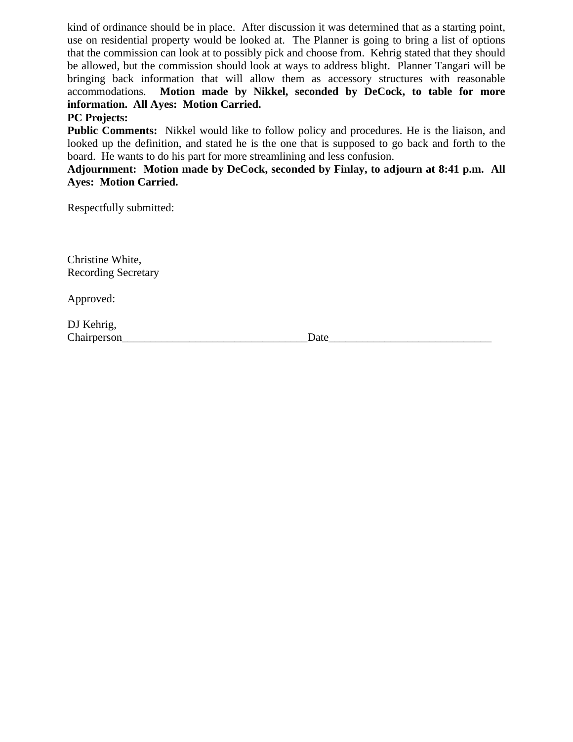kind of ordinance should be in place. After discussion it was determined that as a starting point, use on residential property would be looked at. The Planner is going to bring a list of options that the commission can look at to possibly pick and choose from. Kehrig stated that they should be allowed, but the commission should look at ways to address blight. Planner Tangari will be bringing back information that will allow them as accessory structures with reasonable accommodations. **Motion made by Nikkel, seconded by DeCock, to table for more information. All Ayes: Motion Carried.**

**PC Projects:**

**Public Comments:** Nikkel would like to follow policy and procedures. He is the liaison, and looked up the definition, and stated he is the one that is supposed to go back and forth to the board. He wants to do his part for more streamlining and less confusion.

**Adjournment: Motion made by DeCock, seconded by Finlay, to adjourn at 8:41 p.m. All Ayes: Motion Carried.**

Respectfully submitted:

Christine White,
Recording Secretary

Approved:

DJ Kehrig,
Chairperson_________________________________Date_____________________________